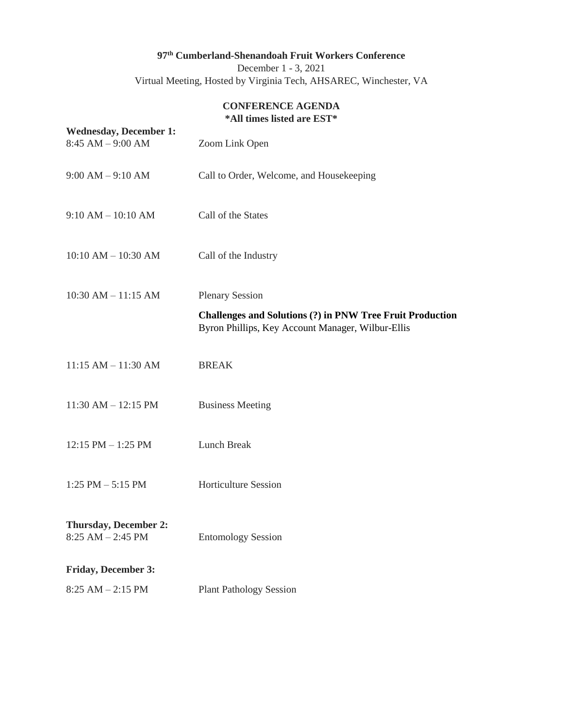**97th Cumberland-Shenandoah Fruit Workers Conference**

December 1 - 3, 2021

Virtual Meeting, Hosted by Virginia Tech, AHSAREC, Winchester, VA

**CONFERENCE AGENDA**

**\*All times listed are EST\***

**Wednesday, December 1:**

| | |
|---|---|
| 8:45 AM – 9:00 AM | Zoom Link Open |
| 9:00 AM – 9:10 AM | Call to Order, Welcome, and Housekeeping |
| 9:10 AM – 10:10 AM | Call of the States |
| 10:10 AM – 10:30 AM | Call of the Industry |
| 10:30 AM – 11:15 AM | Plenary Session<br>**Challenges and Solutions (?) in PNW Tree Fruit Production**<br>Byron Phillips, Key Account Manager, Wilbur-Ellis |
| 11:15 AM – 11:30 AM | BREAK |
| 11:30 AM – 12:15 PM | Business Meeting |
| 12:15 PM – 1:25 PM | Lunch Break |
| 1:25 PM – 5:15 PM | Horticulture Session |

**Thursday, December 2:**

| | |
|---|---|
| 8:25 AM – 2:45 PM | Entomology Session |

**Friday, December 3:**

| | |
|---|---|
| 8:25 AM – 2:15 PM | Plant Pathology Session |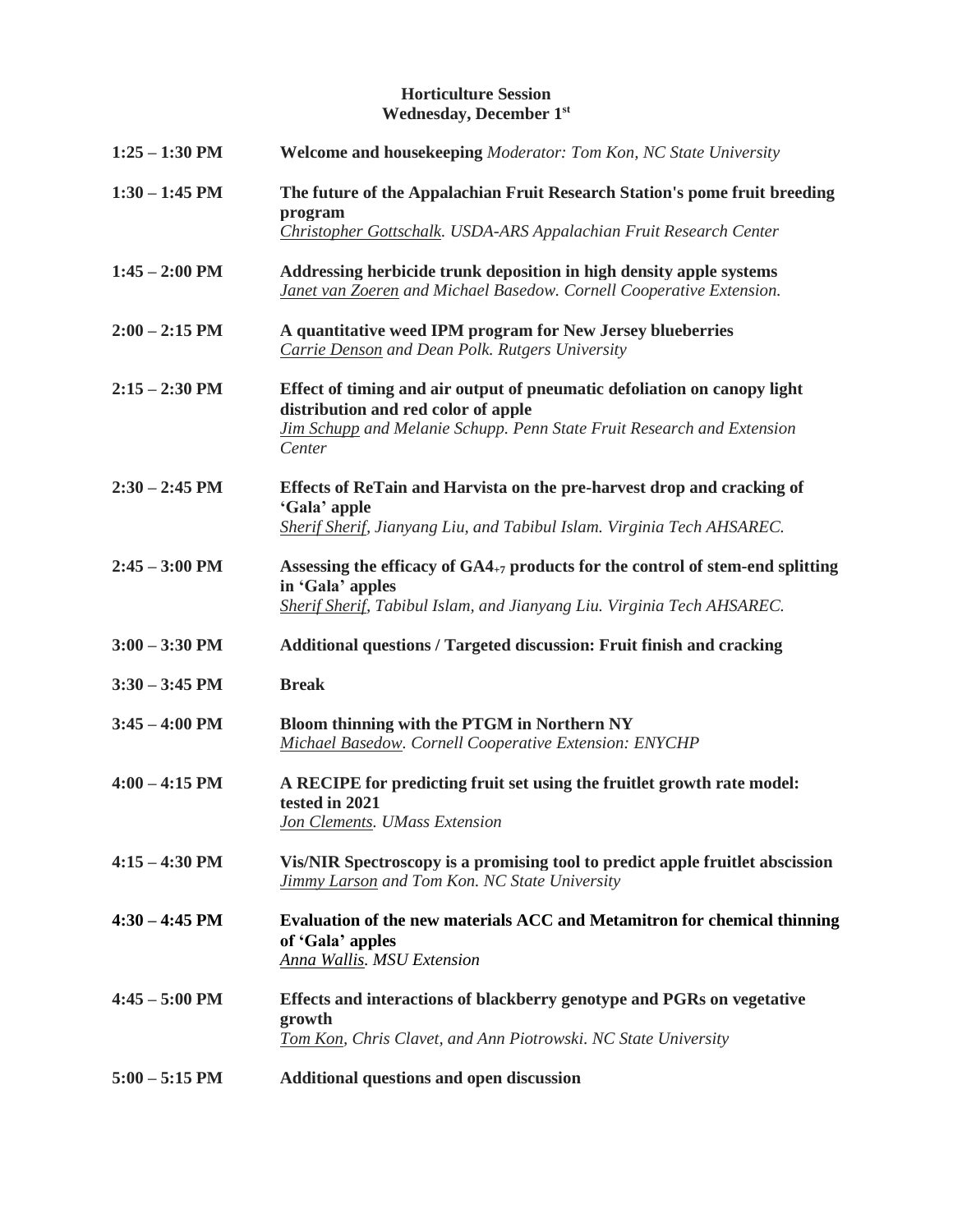## Horticulture Session
### Wednesday, December 1st

| Time | Session |
|---|---|
| 1:25 – 1:30 PM | **Welcome and housekeeping** *Moderator: Tom Kon, NC State University* |
| 1:30 – 1:45 PM | **The future of the Appalachian Fruit Research Station's pome fruit breeding program**<br>*Christopher Gottschalk. USDA-ARS Appalachian Fruit Research Center* |
| 1:45 – 2:00 PM | **Addressing herbicide trunk deposition in high density apple systems**<br>*Janet van Zoeren and Michael Basedow. Cornell Cooperative Extension.* |
| 2:00 – 2:15 PM | **A quantitative weed IPM program for New Jersey blueberries**<br>*Carrie Denson and Dean Polk. Rutgers University* |
| 2:15 – 2:30 PM | **Effect of timing and air output of pneumatic defoliation on canopy light distribution and red color of apple**<br>*Jim Schupp and Melanie Schupp. Penn State Fruit Research and Extension Center* |
| 2:30 – 2:45 PM | **Effects of ReTain and Harvista on the pre-harvest drop and cracking of 'Gala' apple**<br>*Sherif Sherif, Jianyang Liu, and Tabibul Islam. Virginia Tech AHSAREC.* |
| 2:45 – 3:00 PM | **Assessing the efficacy of $GA_{4+7}$ products for the control of stem-end splitting in 'Gala' apples**<br>*Sherif Sherif, Tabibul Islam, and Jianyang Liu. Virginia Tech AHSAREC.* |
| 3:00 – 3:30 PM | **Additional questions / Targeted discussion: Fruit finish and cracking** |
| 3:30 – 3:45 PM | **Break** |
| 3:45 – 4:00 PM | **Bloom thinning with the PTGM in Northern NY**<br>*Michael Basedow. Cornell Cooperative Extension: ENYCHP* |
| 4:00 – 4:15 PM | **A RECIPE for predicting fruit set using the fruitlet growth rate model: tested in 2021**<br>*Jon Clements. UMass Extension* |
| 4:15 – 4:30 PM | **Vis/NIR Spectroscopy is a promising tool to predict apple fruitlet abscission**<br>*Jimmy Larson and Tom Kon. NC State University* |
| 4:30 – 4:45 PM | **Evaluation of the new materials ACC and Metamitron for chemical thinning of 'Gala' apples**<br>*Anna Wallis. MSU Extension* |
| 4:45 – 5:00 PM | **Effects and interactions of blackberry genotype and PGRs on vegetative growth**<br>*Tom Kon, Chris Clavet, and Ann Piotrowski. NC State University* |
| 5:00 – 5:15 PM | **Additional questions and open discussion** |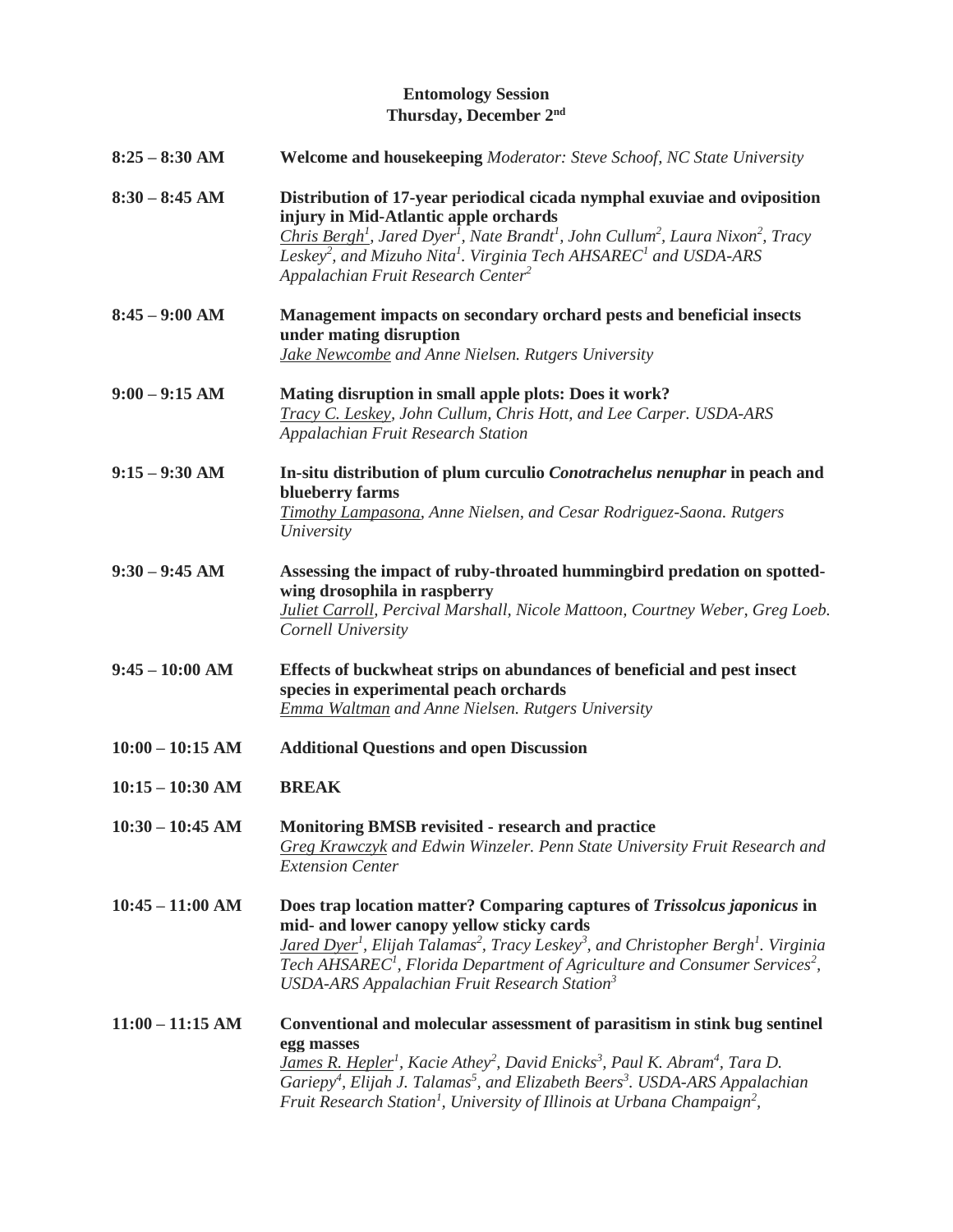**Entomology Session**
**Thursday, December 2nd**

**8:25 – 8:30 AM** **Welcome and housekeeping** *Moderator: Steve Schoof, NC State University*

**8:30 – 8:45 AM** **Distribution of 17-year periodical cicada nymphal exuviae and oviposition injury in Mid-Atlantic apple orchards**
*Chris Bergh[1], Jared Dyer[1], Nate Brandt[1], John Cullum[2], Laura Nixon[2], Tracy Leskey[2], and Mizuho Nita[1]. Virginia Tech AHSAREC[1] and USDA-ARS Appalachian Fruit Research Center[2]*

**8:45 – 9:00 AM** **Management impacts on secondary orchard pests and beneficial insects under mating disruption**
*Jake Newcombe and Anne Nielsen. Rutgers University*

**9:00 – 9:15 AM** **Mating disruption in small apple plots: Does it work?**
*Tracy C. Leskey, John Cullum, Chris Hott, and Lee Carper. USDA-ARS Appalachian Fruit Research Station*

**9:15 – 9:30 AM** **In-situ distribution of plum curculio *Conotrachelus nenuphar* in peach and blueberry farms**
*Timothy Lampasona, Anne Nielsen, and Cesar Rodriguez-Saona. Rutgers University*

**9:30 – 9:45 AM** **Assessing the impact of ruby-throated hummingbird predation on spotted-wing drosophila in raspberry**
*Juliet Carroll, Percival Marshall, Nicole Mattoon, Courtney Weber, Greg Loeb. Cornell University*

**9:45 – 10:00 AM** **Effects of buckwheat strips on abundances of beneficial and pest insect species in experimental peach orchards**
*Emma Waltman and Anne Nielsen. Rutgers University*

**10:00 – 10:15 AM** **Additional Questions and open Discussion**

**10:15 – 10:30 AM** **BREAK**

**10:30 – 10:45 AM** **Monitoring BMSB revisited - research and practice**
*Greg Krawczyk and Edwin Winzeler. Penn State University Fruit Research and Extension Center*

**10:45 – 11:00 AM** **Does trap location matter? Comparing captures of *Trissolcus japonicus* in mid- and lower canopy yellow sticky cards**
*Jared Dyer[1], Elijah Talamas[2], Tracy Leskey[3], and Christopher Bergh[1]. Virginia Tech AHSAREC[1], Florida Department of Agriculture and Consumer Services[2], USDA-ARS Appalachian Fruit Research Station[3]*

**11:00 – 11:15 AM** **Conventional and molecular assessment of parasitism in stink bug sentinel egg masses**
*James R. Hepler[1], Kacie Athey[2], David Enicks[3], Paul K. Abram[4], Tara D. Gariepy[4], Elijah J. Talamas[5], and Elizabeth Beers[3]. USDA-ARS Appalachian Fruit Research Station[1], University of Illinois at Urbana Champaign[2],*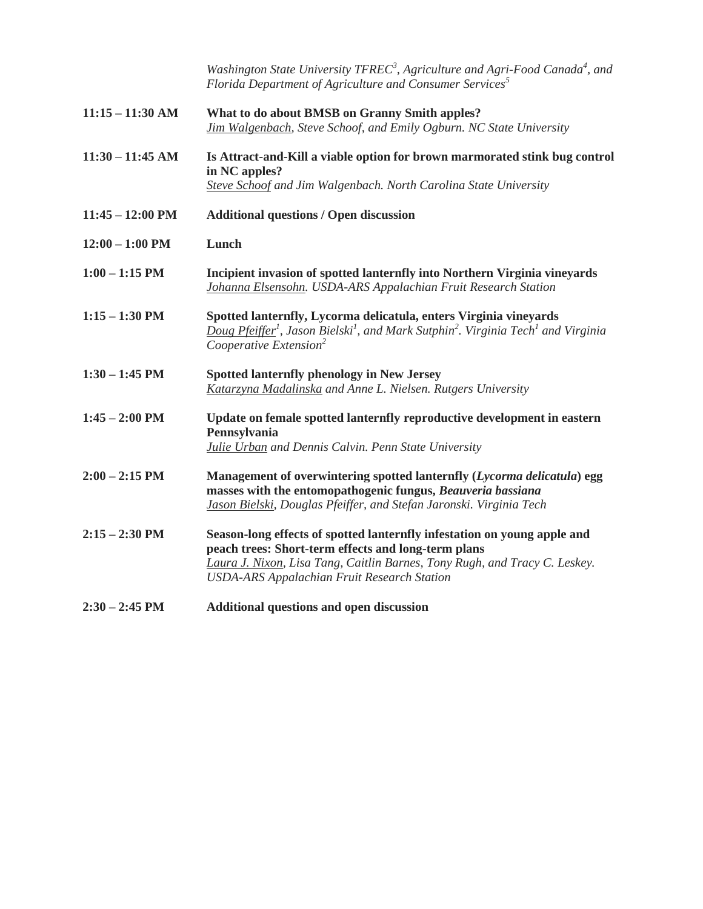*Washington State University TFREC[3], Agriculture and Agri-Food Canada[4], and Florida Department of Agriculture and Consumer Services[5]*

**11:15 – 11:30 AM** **What to do about BMSB on Granny Smith apples?**
*Jim Walgenbach, Steve Schoof, and Emily Ogburn. NC State University*

**11:30 – 11:45 AM** **Is Attract-and-Kill a viable option for brown marmorated stink bug control in NC apples?**
*Steve Schoof and Jim Walgenbach. North Carolina State University*

**11:45 – 12:00 PM** **Additional questions / Open discussion**

**12:00 – 1:00 PM** **Lunch**

**1:00 – 1:15 PM** **Incipient invasion of spotted lanternfly into Northern Virginia vineyards**
*Johanna Elsensohn. USDA-ARS Appalachian Fruit Research Station*

**1:15 – 1:30 PM** **Spotted lanternfly, Lycorma delicatula, enters Virginia vineyards**
*Doug Pfeiffer[1], Jason Bielski[1], and Mark Sutphin[2]. Virginia Tech[1] and Virginia Cooperative Extension[2]*

**1:30 – 1:45 PM** **Spotted lanternfly phenology in New Jersey**
*Katarzyna Madalinska and Anne L. Nielsen. Rutgers University*

**1:45 – 2:00 PM** **Update on female spotted lanternfly reproductive development in eastern Pennsylvania**
*Julie Urban and Dennis Calvin. Penn State University*

**2:00 – 2:15 PM** **Management of overwintering spotted lanternfly (*Lycorma delicatula*) egg masses with the entomopathogenic fungus, *Beauveria bassiana***
*Jason Bielski, Douglas Pfeiffer, and Stefan Jaronski. Virginia Tech*

**2:15 – 2:30 PM** **Season-long effects of spotted lanternfly infestation on young apple and peach trees: Short-term effects and long-term plans**
*Laura J. Nixon, Lisa Tang, Caitlin Barnes, Tony Rugh, and Tracy C. Leskey. USDA-ARS Appalachian Fruit Research Station*

**2:30 – 2:45 PM** **Additional questions and open discussion**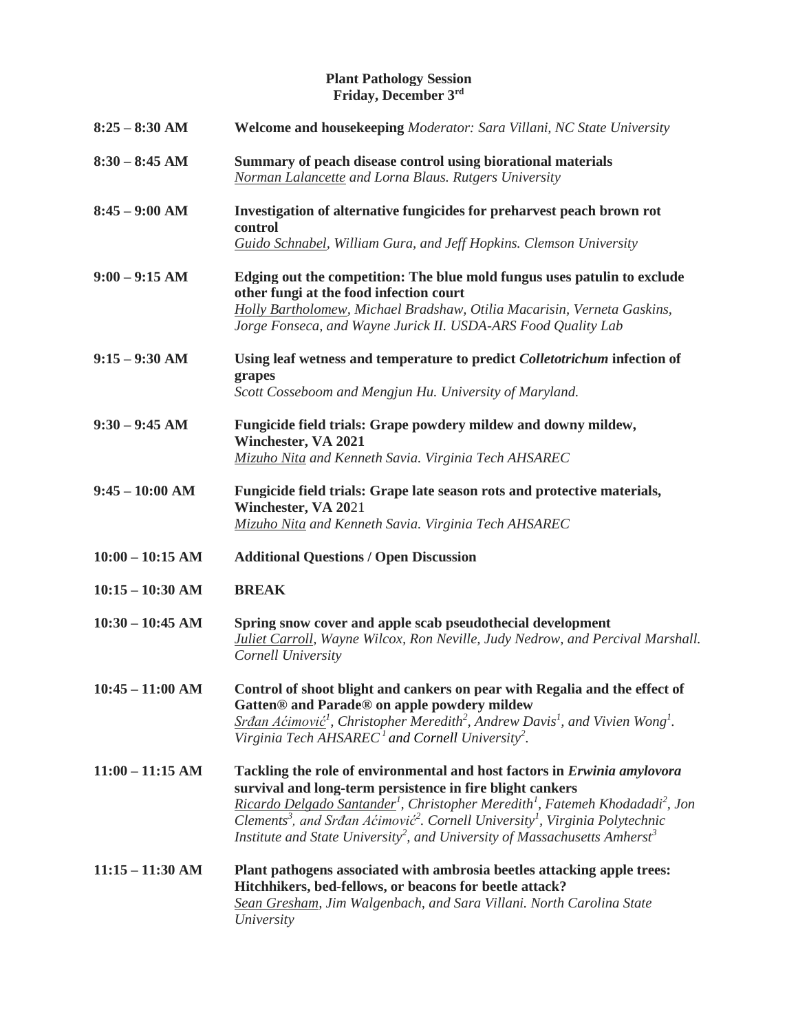**Plant Pathology Session**
**Friday, December 3rd**

**8:25 – 8:30 AM** **Welcome and housekeeping** *Moderator: Sara Villani, NC State University*

**8:30 – 8:45 AM** **Summary of peach disease control using biorational materials**
*Norman Lalancette and Lorna Blaus. Rutgers University*

**8:45 – 9:00 AM** **Investigation of alternative fungicides for preharvest peach brown rot control**
*Guido Schnabel, William Gura, and Jeff Hopkins. Clemson University*

**9:00 – 9:15 AM** **Edging out the competition: The blue mold fungus uses patulin to exclude other fungi at the food infection court**
*Holly Bartholomew, Michael Bradshaw, Otilia Macarisin, Verneta Gaskins, Jorge Fonseca, and Wayne Jurick II. USDA-ARS Food Quality Lab*

**9:15 – 9:30 AM** **Using leaf wetness and temperature to predict *Colletotrichum* infection of grapes**
*Scott Cosseboom and Mengjun Hu. University of Maryland.*

**9:30 – 9:45 AM** **Fungicide field trials: Grape powdery mildew and downy mildew, Winchester, VA 2021**
*Mizuho Nita and Kenneth Savia. Virginia Tech AHSAREC*

**9:45 – 10:00 AM** **Fungicide field trials: Grape late season rots and protective materials, Winchester, VA 20**21
*Mizuho Nita and Kenneth Savia. Virginia Tech AHSAREC*

**10:00 – 10:15 AM** **Additional Questions / Open Discussion**

**10:15 – 10:30 AM** **BREAK**

**10:30 – 10:45 AM** **Spring snow cover and apple scab pseudothecial development**
*Juliet Carroll, Wayne Wilcox, Ron Neville, Judy Nedrow, and Percival Marshall. Cornell University*

**10:45 – 11:00 AM** **Control of shoot blight and cankers on pear with Regalia and the effect of Gatten® and Parade® on apple powdery mildew**
*Srđan Aćimović[1], Christopher Meredith[2], Andrew Davis[1], and Vivien Wong[1]. Virginia Tech AHSAREC[1] and Cornell University[2].*

**11:00 – 11:15 AM** **Tackling the role of environmental and host factors in *Erwinia amylovora* survival and long-term persistence in fire blight cankers**
*Ricardo Delgado Santander[1], Christopher Meredith[1], Fatemeh Khodadadi[2], Jon Clements[3], and Srđan Aćimović[2]. Cornell University[1], Virginia Polytechnic Institute and State University[2], and University of Massachusetts Amherst[3]*

**11:15 – 11:30 AM** **Plant pathogens associated with ambrosia beetles attacking apple trees: Hitchhikers, bed-fellows, or beacons for beetle attack?**
*Sean Gresham, Jim Walgenbach, and Sara Villani. North Carolina State University*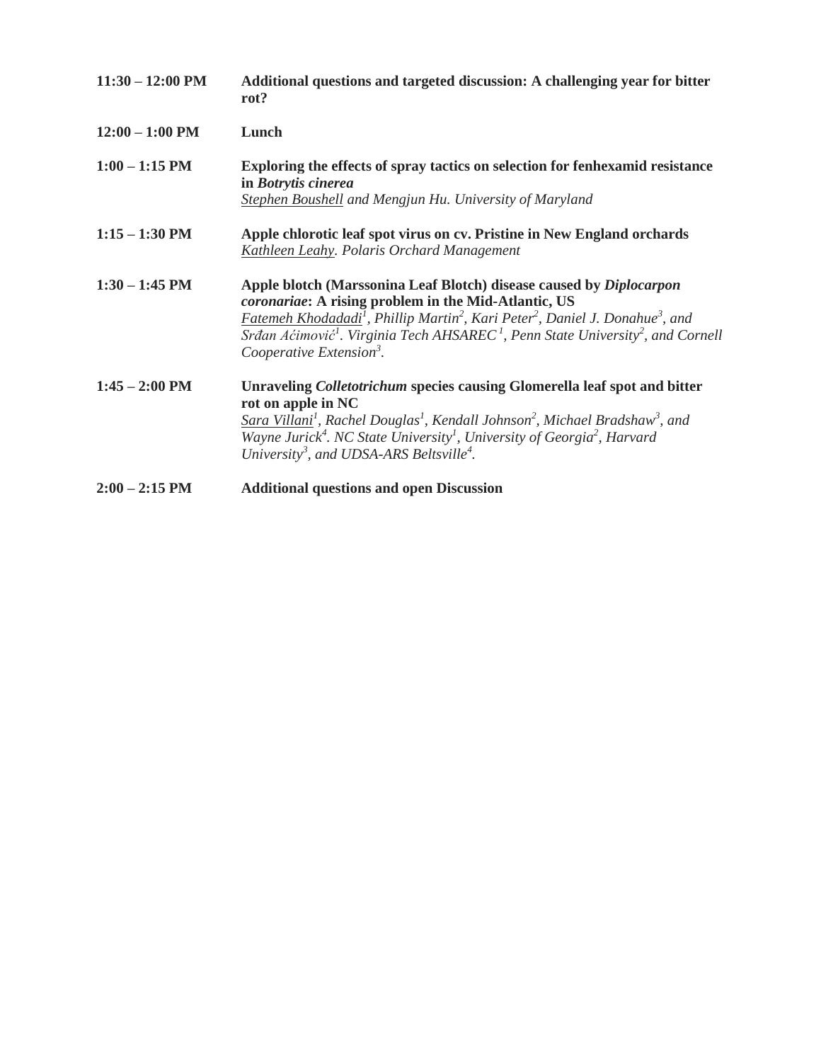| | |
|---|---|
| **11:30 – 12:00 PM** | **Additional questions and targeted discussion: A challenging year for bitter rot?** |
| **12:00 – 1:00 PM** | **Lunch** |
| **1:00 – 1:15 PM** | **Exploring the effects of spray tactics on selection for fenhexamid resistance in *Botrytis cinerea***<br>*Stephen Boushell and Mengjun Hu. University of Maryland* |
| **1:15 – 1:30 PM** | **Apple chlorotic leaf spot virus on cv. Pristine in New England orchards**<br>*Kathleen Leahy. Polaris Orchard Management* |
| **1:30 – 1:45 PM** | **Apple blotch (Marssonina Leaf Blotch) disease caused by *Diplocarpon coronariae*: A rising problem in the Mid-Atlantic, US**<br>*Fatemeh Khodadadi[1], Phillip Martin[2], Kari Peter[2], Daniel J. Donahue[3], and Srđan Aćimović[1]. Virginia Tech AHSAREC[1], Penn State University[2], and Cornell Cooperative Extension[3].* |
| **1:45 – 2:00 PM** | **Unraveling *Colletotrichum* species causing Glomerella leaf spot and bitter rot on apple in NC**<br>*Sara Villani[1], Rachel Douglas[1], Kendall Johnson[2], Michael Bradshaw[3], and Wayne Jurick[4]. NC State University[1], University of Georgia[2], Harvard University[3], and UDSA-ARS Beltsville[4].* |
| **2:00 – 2:15 PM** | **Additional questions and open Discussion** |